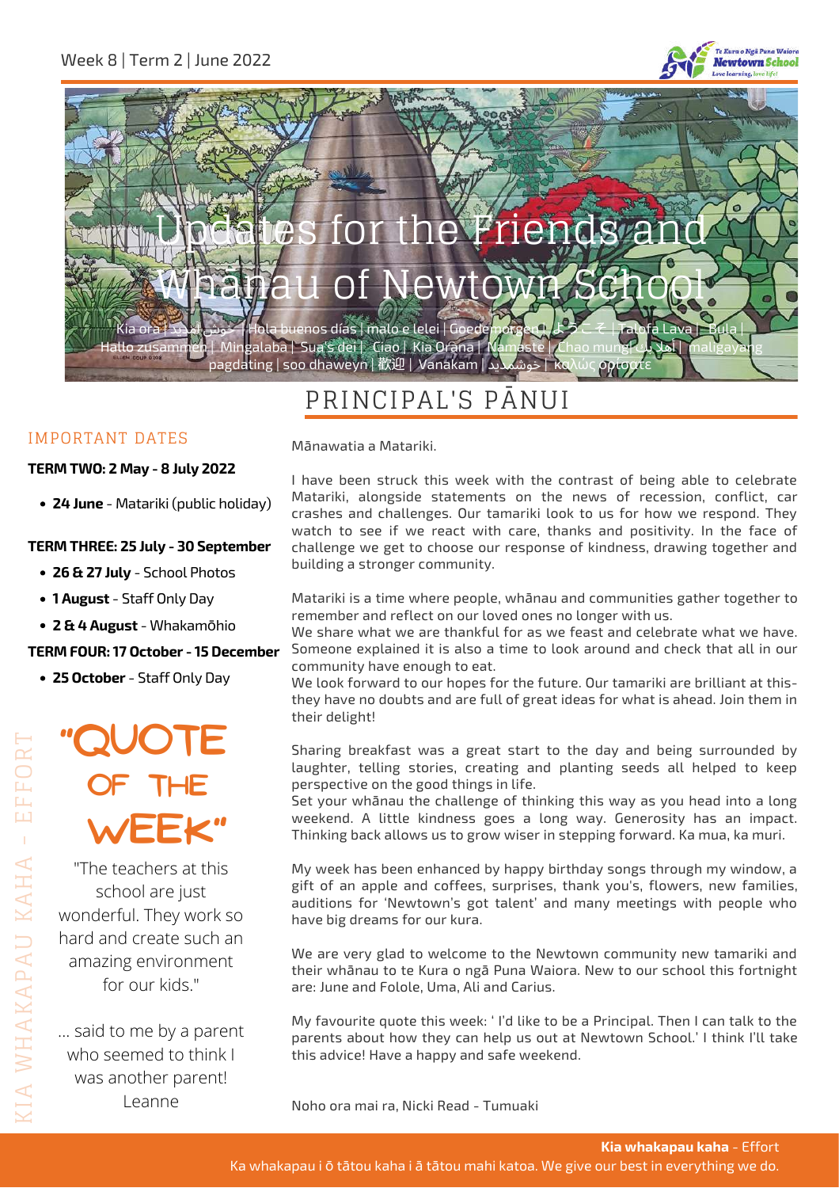Week 8 | Term 2 | June 2022

Te Kura o Ngā Puna Waiora
Newtown School
Love learning, love life!

# Updates for the Friends and Whānau of Newtown School

Kia ora | خوش آمدید | Hola buenos días | malo e lelei | Goedemorgen | ようこそ | Talofa Lava | Bula | Hallo zusammen | Mingalaba | Sua's dei | Ciao | Kia Orana | Namaste | Chao mung | أهلا بك | maligayang pagdating | soo dhaweyn | 歡迎 | Vanakam | خوشآمدید | καλώς ορίσατε

## PRINCIPAL'S PĀNUI

Mānawatia a Matariki.

I have been struck this week with the contrast of being able to celebrate Matariki, alongside statements on the news of recession, conflict, car crashes and challenges. Our tamariki look to us for how we respond. They watch to see if we react with care, thanks and positivity. In the face of challenge we get to choose our response of kindness, drawing together and building a stronger community.

Matariki is a time where people, whānau and communities gather together to remember and reflect on our loved ones no longer with us.
We share what we are thankful for as we feast and celebrate what we have. Someone explained it is also a time to look around and check that all in our community have enough to eat.
We look forward to our hopes for the future. Our tamariki are brilliant at this- they have no doubts and are full of great ideas for what is ahead. Join them in their delight!

Sharing breakfast was a great start to the day and being surrounded by laughter, telling stories, creating and planting seeds all helped to keep perspective on the good things in life.
Set your whānau the challenge of thinking this way as you head into a long weekend. A little kindness goes a long way. Generosity has an impact. Thinking back allows us to grow wiser in stepping forward. Ka mua, ka muri.

My week has been enhanced by happy birthday songs through my window, a gift of an apple and coffees, surprises, thank you's, flowers, new families, auditions for 'Newtown's got talent' and many meetings with people who have big dreams for our kura.

We are very glad to welcome to the Newtown community new tamariki and their whānau to te Kura o ngā Puna Waiora. New to our school this fortnight are: June and Folole, Uma, Ali and Carius.

My favourite quote this week: ' I'd like to be a Principal. Then I can talk to the parents about how they can help us out at Newtown School.' I think I'll take this advice! Have a happy and safe weekend.

Noho ora mai ra, Nicki Read - Tumuaki

### IMPORTANT DATES

**TERM TWO: 2 May - 8 July 2022**

- **24 June** - Matariki (public holiday)

**TERM THREE: 25 July - 30 September**

- **26 & 27 July** - School Photos
- **1 August** - Staff Only Day
- **2 & 4 August** - Whakamōhio

**TERM FOUR: 17 October - 15 December**

- **25 October** - Staff Only Day

### "QUOTE OF THE WEEK"

"The teachers at this school are just wonderful. They work so hard and create such an amazing environment for our kids."

... said to me by a parent who seemed to think I was another parent!
Leanne

KIA WHAKAPAU KAHA - EFFORT

**Kia whakapau kaha** - Effort
Ka whakapau i ō tātou kaha i ā tātou mahi katoa. We give our best in everything we do.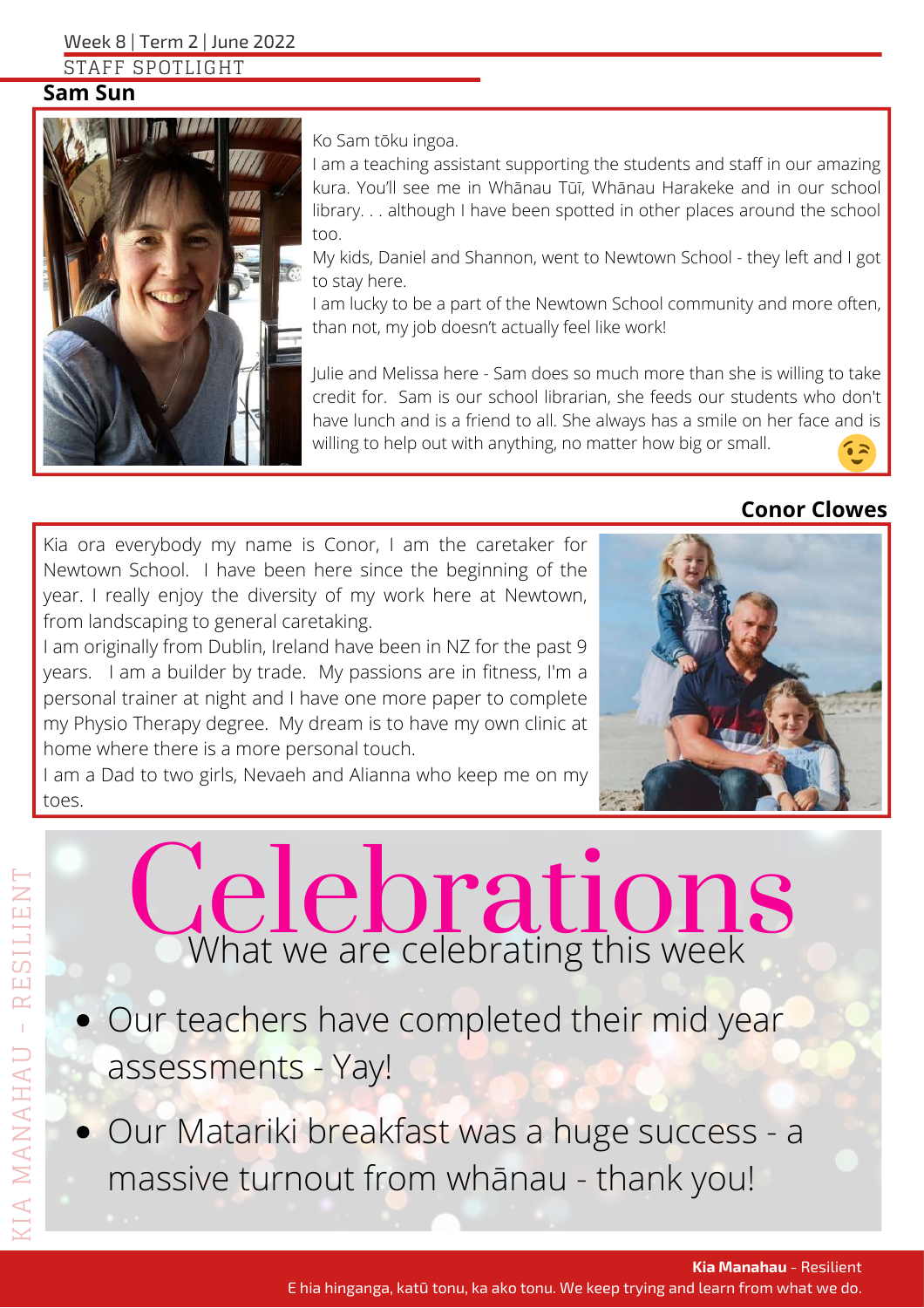STAFF SPOTLIGHT

## Sam Sun

Ko Sam tōku ingoa.

I am a teaching assistant supporting the students and staff in our amazing kura. You'll see me in Whānau Tūī, Whānau Harakeke and in our school library. . . although I have been spotted in other places around the school too.

My kids, Daniel and Shannon, went to Newtown School - they left and I got to stay here.

I am lucky to be a part of the Newtown School community and more often, than not, my job doesn't actually feel like work!

Julie and Melissa here - Sam does so much more than she is willing to take credit for. Sam is our school librarian, she feeds our students who don't have lunch and is a friend to all. She always has a smile on her face and is willing to help out with anything, no matter how big or small. 😉

## Conor Clowes

Kia ora everybody my name is Conor, I am the caretaker for Newtown School. I have been here since the beginning of the year. I really enjoy the diversity of my work here at Newtown, from landscaping to general caretaking.

I am originally from Dublin, Ireland have been in NZ for the past 9 years. I am a builder by trade. My passions are in fitness, I'm a personal trainer at night and I have one more paper to complete my Physio Therapy degree. My dream is to have my own clinic at home where there is a more personal touch.

I am a Dad to two girls, Nevaeh and Alianna who keep me on my toes.

# Celebrations

What we are celebrating this week

- Our teachers have completed their mid year assessments - Yay!
- Our Matariki breakfast was a huge success - a massive turnout from whānau - thank you!

**Kia Manahau** - Resilient

E hia hinganga, katū tonu, ka ako tonu. We keep trying and learn from what we do.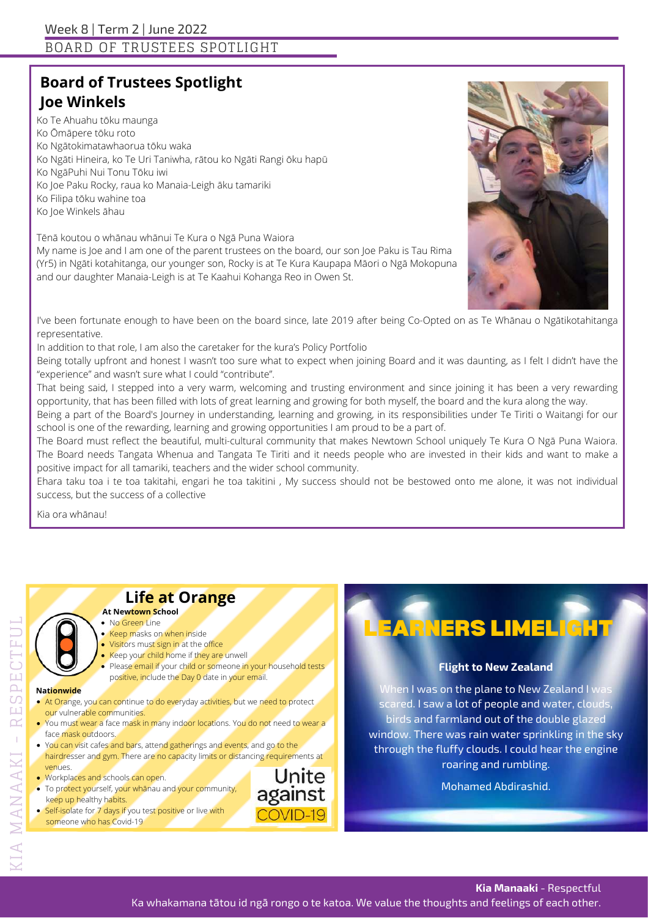# Board of Trustees Spotlight

## Joe Winkels

Ko Te Ahuahu tōku maunga
Ko Ōmāpere tōku roto
Ko Ngātokimatawhaorua tōku waka
Ko Ngāti Hineira, ko Te Uri Taniwha, rātou ko Ngāti Rangi ōku hapū
Ko NgāPuhi Nui Tonu Tōku iwi
Ko Joe Paku Rocky, raua ko Manaia-Leigh āku tamariki
Ko Filipa tōku wahine toa
Ko Joe Winkels āhau

Tēnā koutou o whānau whānui Te Kura o Ngā Puna Waiora
My name is Joe and I am one of the parent trustees on the board, our son Joe Paku is Tau Rima (Yr5) in Ngāti kotahitanga, our younger son, Rocky is at Te Kura Kaupapa Māori o Ngā Mokopuna and our daughter Manaia-Leigh is at Te Kaahui Kohanga Reo in Owen St.

I've been fortunate enough to have been on the board since, late 2019 after being Co-Opted on as Te Whānau o Ngātikotahitanga representative.

In addition to that role, I am also the caretaker for the kura's Policy Portfolio

Being totally upfront and honest I wasn't too sure what to expect when joining Board and it was daunting, as I felt I didn't have the "experience" and wasn't sure what I could "contribute".

That being said, I stepped into a very warm, welcoming and trusting environment and since joining it has been a very rewarding opportunity, that has been filled with lots of great learning and growing for both myself, the board and the kura along the way.

Being a part of the Board's Journey in understanding, learning and growing, in its responsibilities under Te Tiriti o Waitangi for our school is one of the rewarding, learning and growing opportunities I am proud to be a part of.

The Board must reflect the beautiful, multi-cultural community that makes Newtown School uniquely Te Kura O Ngā Puna Waiora. The Board needs Tangata Whenua and Tangata Te Tiriti and it needs people who are invested in their kids and want to make a positive impact for all tamariki, teachers and the wider school community.

Ehara taku toa i te toa takitahi, engari he toa takitini , My success should not be bestowed onto me alone, it was not individual success, but the success of a collective

Kia ora whānau!

## Life at Orange

**At Newtown School**

- No Green Line
- Keep masks on when inside
- Visitors must sign in at the office
- Keep your child home if they are unwell
- Please email if your child or someone in your household tests positive, include the Day 0 date in your email.

**Nationwide**

- At Orange, you can continue to do everyday activities, but we need to protect our vulnerable communities.
- You must wear a face mask in many indoor locations. You do not need to wear a face mask outdoors.
- You can visit cafes and bars, attend gatherings and events, and go to the hairdresser and gym. There are no capacity limits or distancing requirements at venues.
- Workplaces and schools can open.
- To protect yourself, your whānau and your community, keep up healthy habits.
- Self-isolate for 7 days if you test positive or live with someone who has Covid-19

Unite against COVID-19

## LEARNERS LIMELIGHT

### Flight to New Zealand

When I was on the plane to New Zealand I was scared. I saw a lot of people and water, clouds, birds and farmland out of the double glazed window. There was rain water sprinkling in the sky through the fluffy clouds. I could hear the engine roaring and rumbling.

Mohamed Abdirashid.

**Kia Manaaki** - Respectful
Ka whakamana tātou id ngā rongo o te katoa. We value the thoughts and feelings of each other.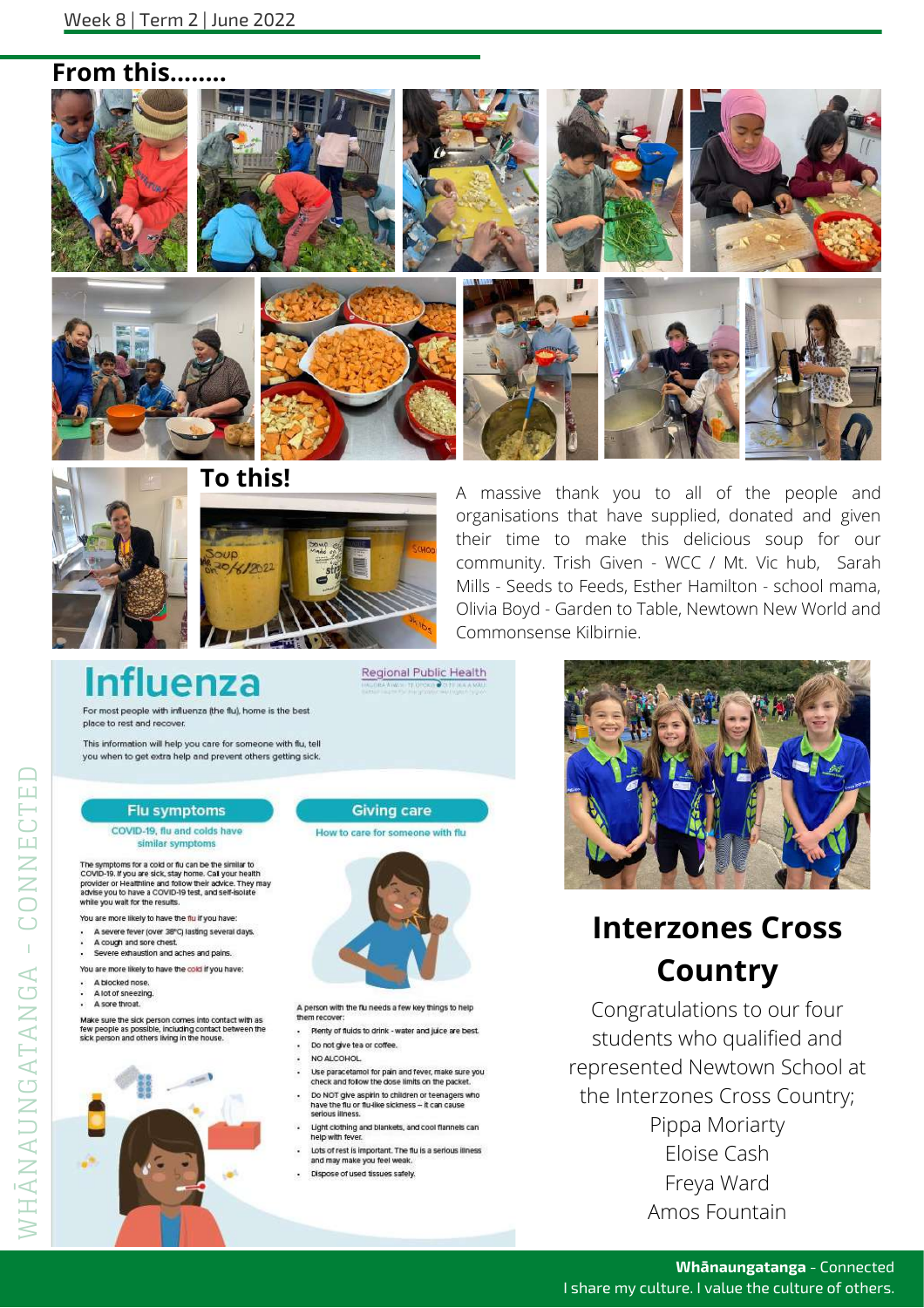## From this........

## To this!

A massive thank you to all of the people and organisations that have supplied, donated and given their time to make this delicious soup for our community. Trish Given - WCC / Mt. Vic hub, Sarah Mills - Seeds to Feeds, Esther Hamilton - school mama, Olivia Boyd - Garden to Table, Newtown New World and Commonsense Kilbirnie.

# Influenza

Regional Public Health

For most people with influenza (the flu), home is the best place to rest and recover.

This information will help you care for someone with flu, tell you when to get extra help and prevent others getting sick.

### Flu symptoms

COVID-19, flu and colds have similar symptoms

The symptoms for a cold or flu can be the similar to COVID-19. If you are sick, stay home. Call your health provider or Healthline and follow their advice. They may advise you to have a COVID-19 test, and self-isolate while you wait for the results.

You are more likely to have the flu if you have:

- A severe fever (over 38°C) lasting several days.
- A cough and sore chest.
- Severe exhaustion and aches and pains.

You are more likely to have the cold if you have:

- A blocked nose.
- A lot of sneezing.
- A sore throat.

Make sure the sick person comes into contact with as few people as possible, including contact between the sick person and others living in the house.

### Giving care

How to care for someone with flu

A person with the flu needs a few key things to help them recover:

- Plenty of fluids to drink - water and juice are best.
- Do not give tea or coffee.
- NO ALCOHOL.
- Use paracetamol for pain and fever, make sure you check and follow the dose limits on the packet.
- Do NOT give aspirin to children or teenagers who have the flu or flu-like sickness – it can cause serious illness.
- Light clothing and blankets, and cool flannels can help with fever.
- Lots of rest is important. The flu is a serious illness and may make you feel weak.
- Dispose of used tissues safely.

# Interzones Cross Country

Congratulations to our four students who qualified and represented Newtown School at the Interzones Cross Country;

Pippa Moriarty
Eloise Cash
Freya Ward
Amos Fountain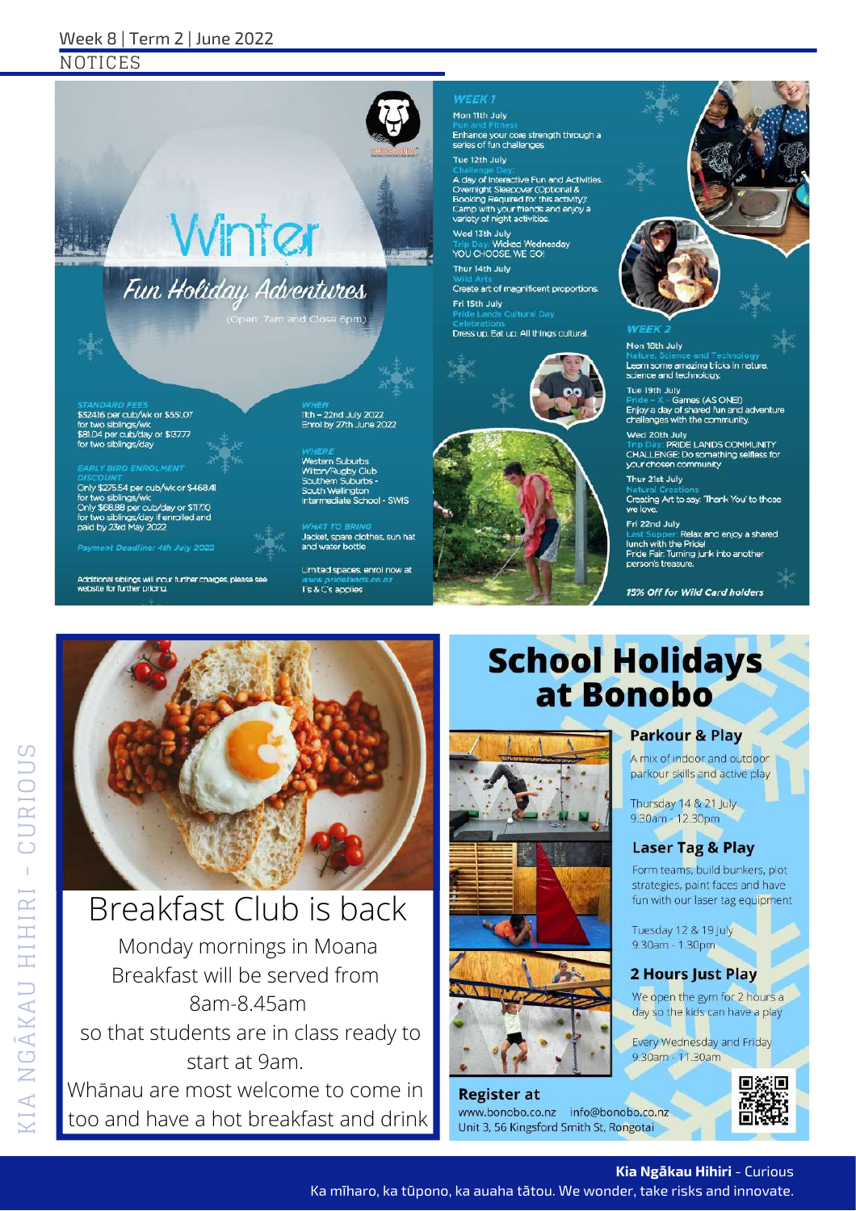# NOTICES

# Winter

## Fun Holiday Adventures

(Open: 7am and Close 6pm)

**STANDARD FEES**
$324.16 per cub/wk or $551.07 for two siblings/wk
$81.04 per cub/day or $137.77 for two siblings/day

**EARLY BIRD ENROLMENT DISCOUNT**
Only $275.54 per cub/wk or $468.41 for two siblings/wk
Only $68.88 per cub/day or $117.10 for two siblings/day if enrolled and paid by 23rd May 2022

*Payment Deadline: 4th July 2022*

Additional siblings will incur further charges, please see website for further pricing.

**WHEN**
11th – 22nd July 2022
Enrol by 27th June 2022

**WHERE**
Western Suburbs
Wilton/Rugby Club
Southern Suburbs - South Wellington Intermediate School - SWIS

**WHAT TO BRING**
Jacket, spare clothes, sun hat and water bottle

Limited spaces, enrol now at www.pridelands.co.nz
T's & C's applies

### WEEK 1

**Mon 11th July**
Fun and Fitness
Enhance your core strength through a series of fun challenges

**Tue 12th July**
Challenge Day:
A day of Interactive Fun and Activities. Overnight Sleepover (Optional & Booking Required for this activity): Camp with your friends and enjoy a variety of night activities.

**Wed 13th July**
Trip Day: Wicked Wednesday
YOU CHOOSE, WE GO!

**Thur 14th July**
Wild Arts
Create art of magnificent proportions.

**Fri 15th July**
Pride Lands Cultural Day Celebrations
Dress up. Eat up. All things cultural.

### WEEK 2

**Mon 18th July**
Nature, Science and Technology
Learn some amazing tricks in nature, science and technology.

**Tue 19th July**
Pride – X – Games (AS ONE)
Enjoy a day of shared fun and adventure challenges with the community.

**Wed 20th July**
Trip Day: PRIDE LANDS COMMUNITY CHALLENGE: Do something selfless for your chosen community

**Thur 21st July**
Natural Creations
Creating Art to say 'Thank You' to those we love.

**Fri 22nd July**
Last Supper: Relax and enjoy a shared lunch with the Pride!
Pride Fair: Turning junk into another person's treasure.

*15% Off for Wild Card holders*

---

# Breakfast Club is back

Monday mornings in Moana
Breakfast will be served from 8am-8.45am
so that students are in class ready to start at 9am.
Whānau are most welcome to come in too and have a hot breakfast and drink

---

# School Holidays at Bonobo

### Parkour & Play

A mix of indoor and outdoor parkour skills and active play

Thursday 14 & 21 July
9.30am - 12.30pm

### Laser Tag & Play

Form teams, build bunkers, plot strategies, paint faces and have fun with our laser tag equipment

Tuesday 12 & 19 July
9.30am - 1.30pm

### 2 Hours Just Play

We open the gym for 2 hours a day so the kids can have a play

Every Wednesday and Friday
9.30am - 11.30am

**Register at**
www.bonobo.co.nz info@bonobo.co.nz
Unit 3, 56 Kingsford Smith St, Rongotai